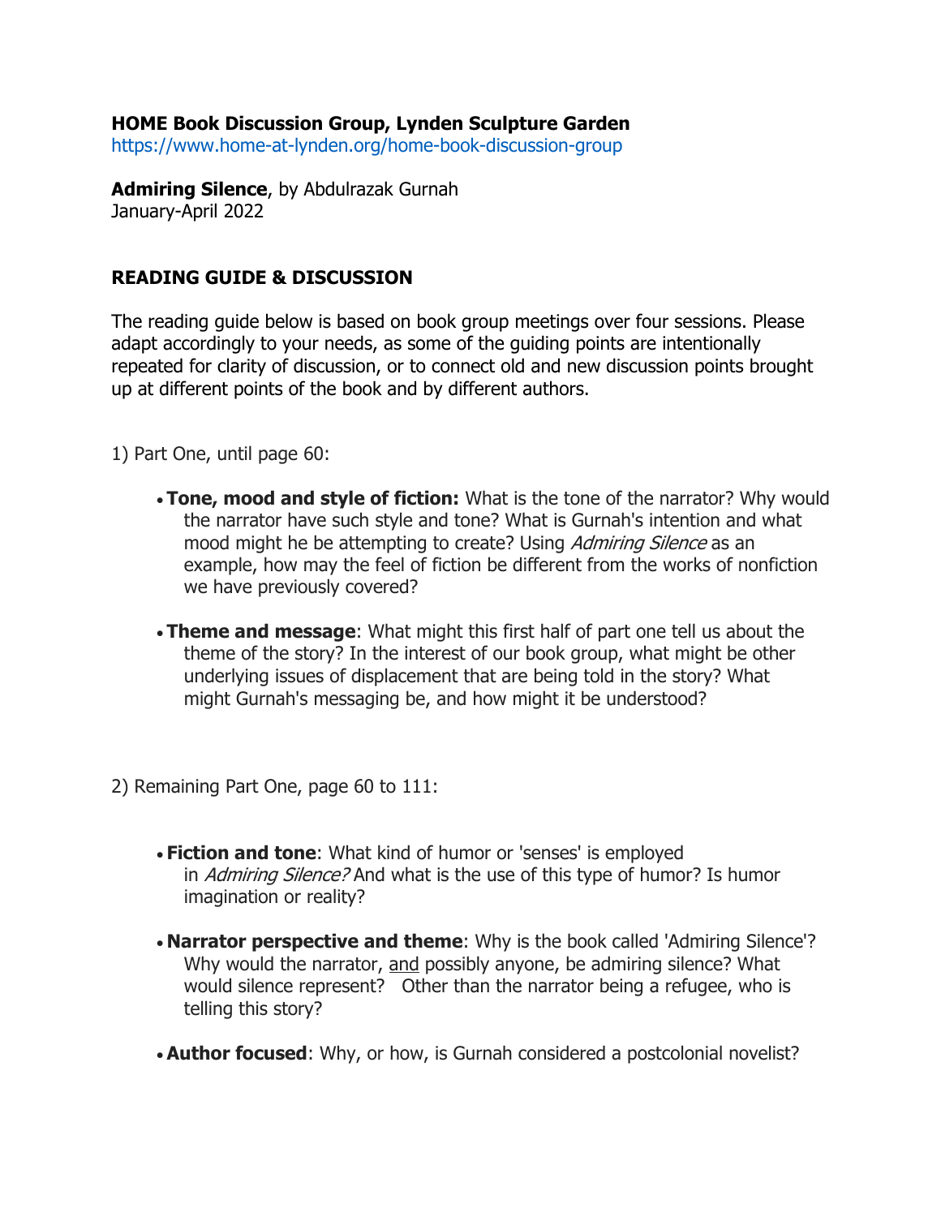**HOME Book Discussion Group, Lynden Sculpture Garden**
https://www.home-at-lynden.org/home-book-discussion-group

**Admiring Silence**, by Abdulrazak Gurnah
January-April 2022

## READING GUIDE & DISCUSSION

The reading guide below is based on book group meetings over four sessions. Please adapt accordingly to your needs, as some of the guiding points are intentionally repeated for clarity of discussion, or to connect old and new discussion points brought up at different points of the book and by different authors.

1) Part One, until page 60:

- **Tone, mood and style of fiction:** What is the tone of the narrator? Why would the narrator have such style and tone? What is Gurnah's intention and what mood might he be attempting to create? Using *Admiring Silence* as an example, how may the feel of fiction be different from the works of nonfiction we have previously covered?
- **Theme and message**: What might this first half of part one tell us about the theme of the story? In the interest of our book group, what might be other underlying issues of displacement that are being told in the story? What might Gurnah's messaging be, and how might it be understood?

2) Remaining Part One, page 60 to 111:

- **Fiction and tone**: What kind of humor or 'senses' is employed in *Admiring Silence?* And what is the use of this type of humor? Is humor imagination or reality?
- **Narrator perspective and theme**: Why is the book called 'Admiring Silence'? Why would the narrator, <u>and</u> possibly anyone, be admiring silence? What would silence represent? Other than the narrator being a refugee, who is telling this story?
- **Author focused**: Why, or how, is Gurnah considered a postcolonial novelist?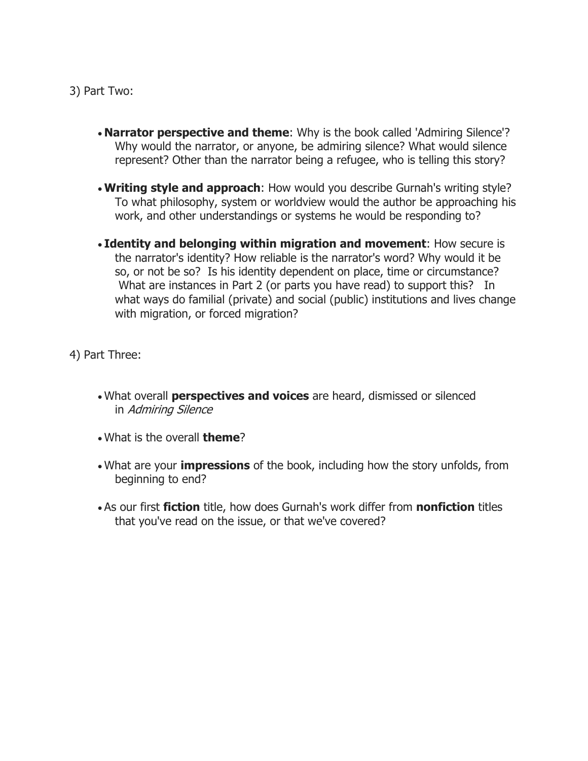3) Part Two:

- **Narrator perspective and theme**: Why is the book called 'Admiring Silence'? Why would the narrator, or anyone, be admiring silence? What would silence represent? Other than the narrator being a refugee, who is telling this story?

- **Writing style and approach**: How would you describe Gurnah's writing style? To what philosophy, system or worldview would the author be approaching his work, and other understandings or systems he would be responding to?

- **Identity and belonging within migration and movement**: How secure is the narrator's identity? How reliable is the narrator's word? Why would it be so, or not be so? Is his identity dependent on place, time or circumstance? What are instances in Part 2 (or parts you have read) to support this? In what ways do familial (private) and social (public) institutions and lives change with migration, or forced migration?

4) Part Three:

- What overall **perspectives and voices** are heard, dismissed or silenced in *Admiring Silence*

- What is the overall **theme**?

- What are your **impressions** of the book, including how the story unfolds, from beginning to end?

- As our first **fiction** title, how does Gurnah's work differ from **nonfiction** titles that you've read on the issue, or that we've covered?